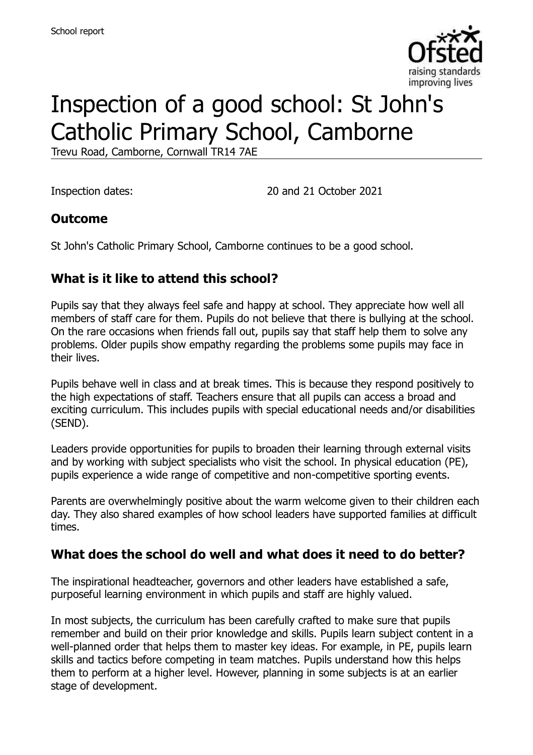School report

# Inspection of a good school: St John's Catholic Primary School, Camborne

Trevu Road, Camborne, Cornwall TR14 7AE

Inspection dates: 20 and 21 October 2021

## Outcome

St John's Catholic Primary School, Camborne continues to be a good school.

## What is it like to attend this school?

Pupils say that they always feel safe and happy at school. They appreciate how well all members of staff care for them. Pupils do not believe that there is bullying at the school. On the rare occasions when friends fall out, pupils say that staff help them to solve any problems. Older pupils show empathy regarding the problems some pupils may face in their lives.

Pupils behave well in class and at break times. This is because they respond positively to the high expectations of staff. Teachers ensure that all pupils can access a broad and exciting curriculum. This includes pupils with special educational needs and/or disabilities (SEND).

Leaders provide opportunities for pupils to broaden their learning through external visits and by working with subject specialists who visit the school. In physical education (PE), pupils experience a wide range of competitive and non-competitive sporting events.

Parents are overwhelmingly positive about the warm welcome given to their children each day. They also shared examples of how school leaders have supported families at difficult times.

## What does the school do well and what does it need to do better?

The inspirational headteacher, governors and other leaders have established a safe, purposeful learning environment in which pupils and staff are highly valued.

In most subjects, the curriculum has been carefully crafted to make sure that pupils remember and build on their prior knowledge and skills. Pupils learn subject content in a well-planned order that helps them to master key ideas. For example, in PE, pupils learn skills and tactics before competing in team matches. Pupils understand how this helps them to perform at a higher level. However, planning in some subjects is at an earlier stage of development.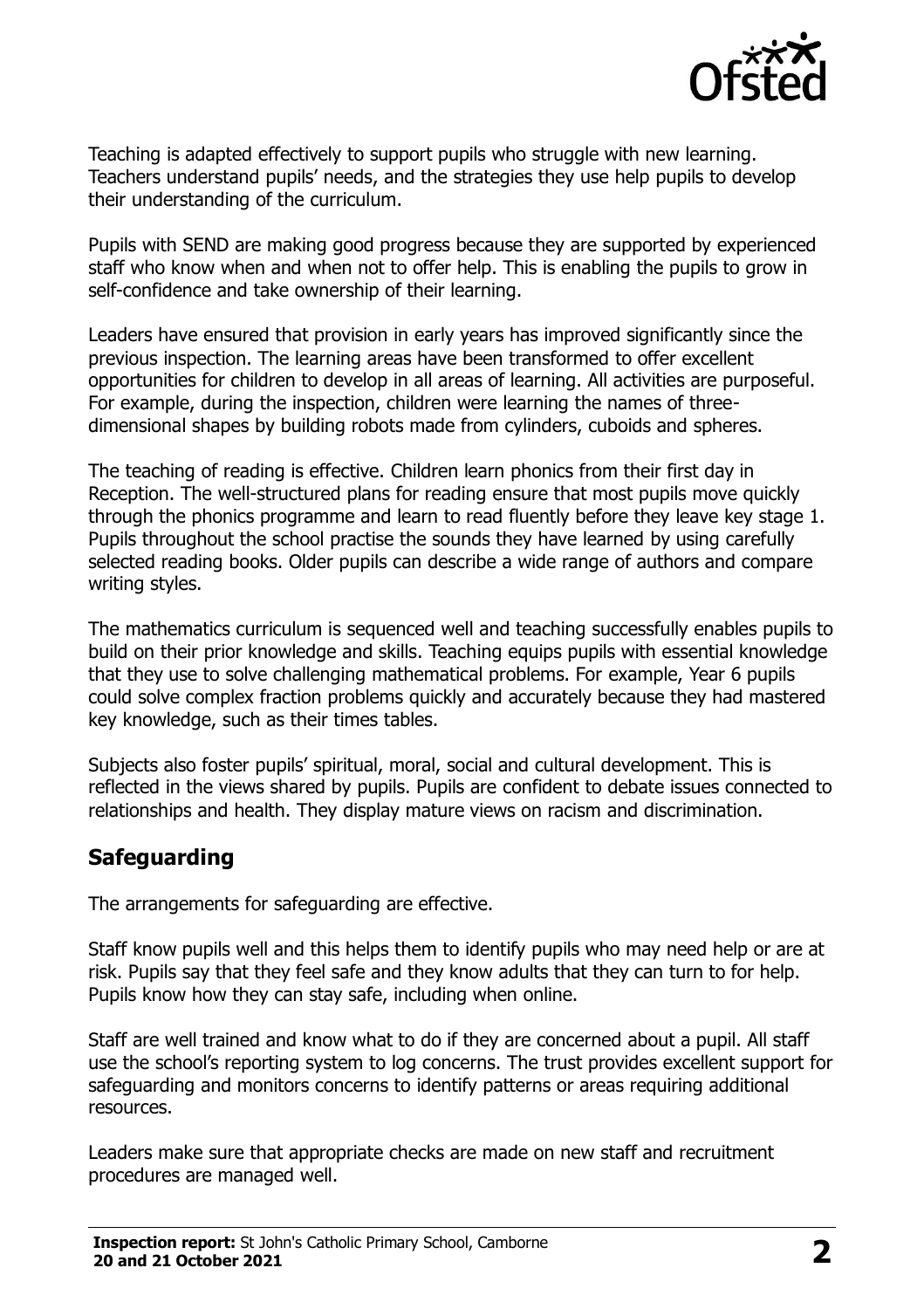Teaching is adapted effectively to support pupils who struggle with new learning. Teachers understand pupils' needs, and the strategies they use help pupils to develop their understanding of the curriculum.

Pupils with SEND are making good progress because they are supported by experienced staff who know when and when not to offer help. This is enabling the pupils to grow in self-confidence and take ownership of their learning.

Leaders have ensured that provision in early years has improved significantly since the previous inspection. The learning areas have been transformed to offer excellent opportunities for children to develop in all areas of learning. All activities are purposeful. For example, during the inspection, children were learning the names of three-dimensional shapes by building robots made from cylinders, cuboids and spheres.

The teaching of reading is effective. Children learn phonics from their first day in Reception. The well-structured plans for reading ensure that most pupils move quickly through the phonics programme and learn to read fluently before they leave key stage 1. Pupils throughout the school practise the sounds they have learned by using carefully selected reading books. Older pupils can describe a wide range of authors and compare writing styles.

The mathematics curriculum is sequenced well and teaching successfully enables pupils to build on their prior knowledge and skills. Teaching equips pupils with essential knowledge that they use to solve challenging mathematical problems. For example, Year 6 pupils could solve complex fraction problems quickly and accurately because they had mastered key knowledge, such as their times tables.

Subjects also foster pupils' spiritual, moral, social and cultural development. This is reflected in the views shared by pupils. Pupils are confident to debate issues connected to relationships and health. They display mature views on racism and discrimination.

## Safeguarding

The arrangements for safeguarding are effective.

Staff know pupils well and this helps them to identify pupils who may need help or are at risk. Pupils say that they feel safe and they know adults that they can turn to for help. Pupils know how they can stay safe, including when online.

Staff are well trained and know what to do if they are concerned about a pupil. All staff use the school's reporting system to log concerns. The trust provides excellent support for safeguarding and monitors concerns to identify patterns or areas requiring additional resources.

Leaders make sure that appropriate checks are made on new staff and recruitment procedures are managed well.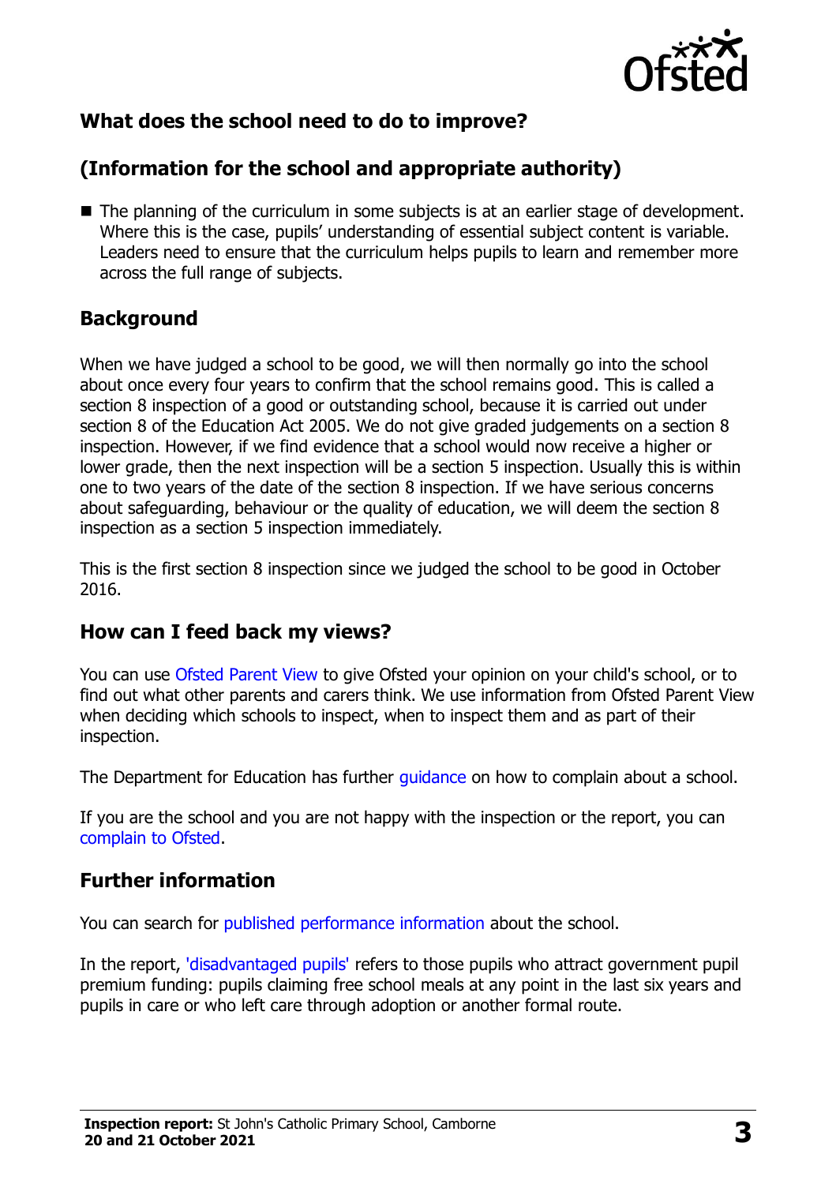## What does the school need to do to improve?

## (Information for the school and appropriate authority)

- The planning of the curriculum in some subjects is at an earlier stage of development. Where this is the case, pupils' understanding of essential subject content is variable. Leaders need to ensure that the curriculum helps pupils to learn and remember more across the full range of subjects.

## Background

When we have judged a school to be good, we will then normally go into the school about once every four years to confirm that the school remains good. This is called a section 8 inspection of a good or outstanding school, because it is carried out under section 8 of the Education Act 2005. We do not give graded judgements on a section 8 inspection. However, if we find evidence that a school would now receive a higher or lower grade, then the next inspection will be a section 5 inspection. Usually this is within one to two years of the date of the section 8 inspection. If we have serious concerns about safeguarding, behaviour or the quality of education, we will deem the section 8 inspection as a section 5 inspection immediately.

This is the first section 8 inspection since we judged the school to be good in October 2016.

## How can I feed back my views?

You can use Ofsted Parent View to give Ofsted your opinion on your child's school, or to find out what other parents and carers think. We use information from Ofsted Parent View when deciding which schools to inspect, when to inspect them and as part of their inspection.

The Department for Education has further guidance on how to complain about a school.

If you are the school and you are not happy with the inspection or the report, you can complain to Ofsted.

## Further information

You can search for published performance information about the school.

In the report, 'disadvantaged pupils' refers to those pupils who attract government pupil premium funding: pupils claiming free school meals at any point in the last six years and pupils in care or who left care through adoption or another formal route.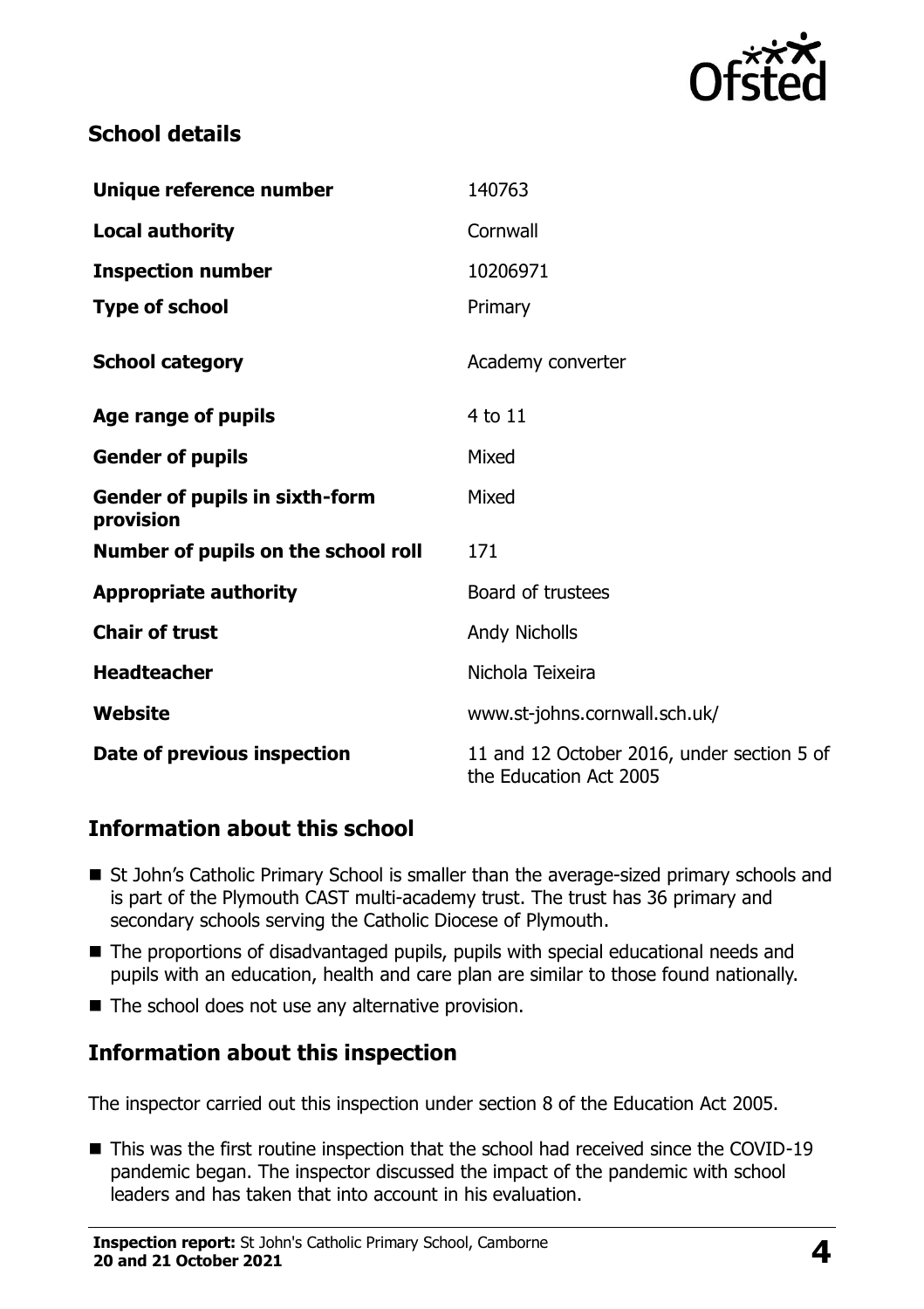## School details

| | |
|---|---|
| **Unique reference number** | 140763 |
| **Local authority** | Cornwall |
| **Inspection number** | 10206971 |
| **Type of school** | Primary |
| **School category** | Academy converter |
| **Age range of pupils** | 4 to 11 |
| **Gender of pupils** | Mixed |
| **Gender of pupils in sixth-form provision** | Mixed |
| **Number of pupils on the school roll** | 171 |
| **Appropriate authority** | Board of trustees |
| **Chair of trust** | Andy Nicholls |
| **Headteacher** | Nichola Teixeira |
| **Website** | www.st-johns.cornwall.sch.uk/ |
| **Date of previous inspection** | 11 and 12 October 2016, under section 5 of the Education Act 2005 |

## Information about this school

- St John's Catholic Primary School is smaller than the average-sized primary schools and is part of the Plymouth CAST multi-academy trust. The trust has 36 primary and secondary schools serving the Catholic Diocese of Plymouth.
- The proportions of disadvantaged pupils, pupils with special educational needs and pupils with an education, health and care plan are similar to those found nationally.
- The school does not use any alternative provision.

## Information about this inspection

The inspector carried out this inspection under section 8 of the Education Act 2005.

- This was the first routine inspection that the school had received since the COVID-19 pandemic began. The inspector discussed the impact of the pandemic with school leaders and has taken that into account in his evaluation.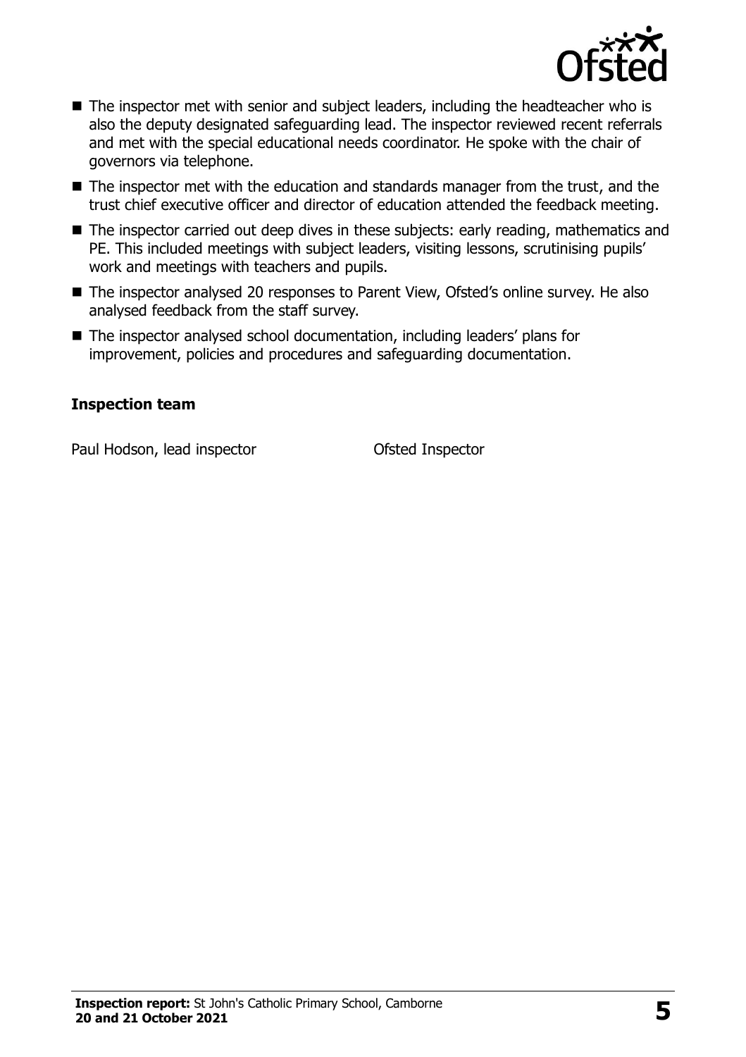- The inspector met with senior and subject leaders, including the headteacher who is also the deputy designated safeguarding lead. The inspector reviewed recent referrals and met with the special educational needs coordinator. He spoke with the chair of governors via telephone.
- The inspector met with the education and standards manager from the trust, and the trust chief executive officer and director of education attended the feedback meeting.
- The inspector carried out deep dives in these subjects: early reading, mathematics and PE. This included meetings with subject leaders, visiting lessons, scrutinising pupils' work and meetings with teachers and pupils.
- The inspector analysed 20 responses to Parent View, Ofsted's online survey. He also analysed feedback from the staff survey.
- The inspector analysed school documentation, including leaders' plans for improvement, policies and procedures and safeguarding documentation.

### Inspection team

| | |
|---|---|
| Paul Hodson, lead inspector | Ofsted Inspector |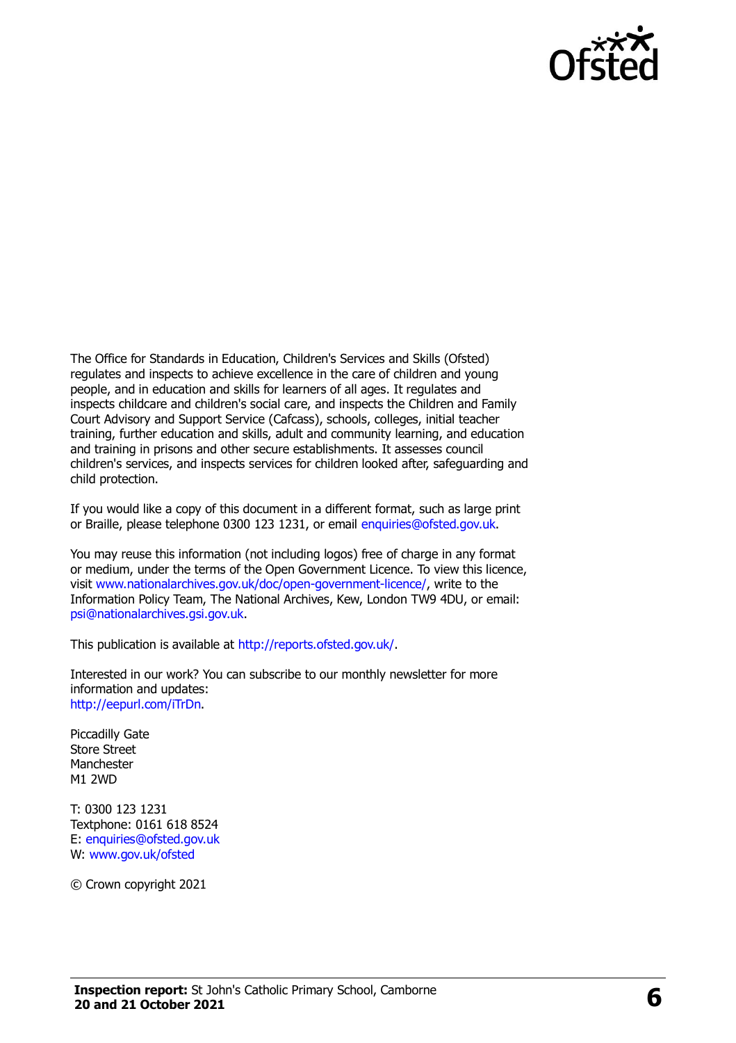The Office for Standards in Education, Children's Services and Skills (Ofsted) regulates and inspects to achieve excellence in the care of children and young people, and in education and skills for learners of all ages. It regulates and inspects childcare and children's social care, and inspects the Children and Family Court Advisory and Support Service (Cafcass), schools, colleges, initial teacher training, further education and skills, adult and community learning, and education and training in prisons and other secure establishments. It assesses council children's services, and inspects services for children looked after, safeguarding and child protection.

If you would like a copy of this document in a different format, such as large print or Braille, please telephone 0300 123 1231, or email enquiries@ofsted.gov.uk.

You may reuse this information (not including logos) free of charge in any format or medium, under the terms of the Open Government Licence. To view this licence, visit www.nationalarchives.gov.uk/doc/open-government-licence/, write to the Information Policy Team, The National Archives, Kew, London TW9 4DU, or email: psi@nationalarchives.gsi.gov.uk.

This publication is available at http://reports.ofsted.gov.uk/.

Interested in our work? You can subscribe to our monthly newsletter for more information and updates:
http://eepurl.com/iTrDn.

Piccadilly Gate
Store Street
Manchester
M1 2WD

T: 0300 123 1231
Textphone: 0161 618 8524
E: enquiries@ofsted.gov.uk
W: www.gov.uk/ofsted

© Crown copyright 2021